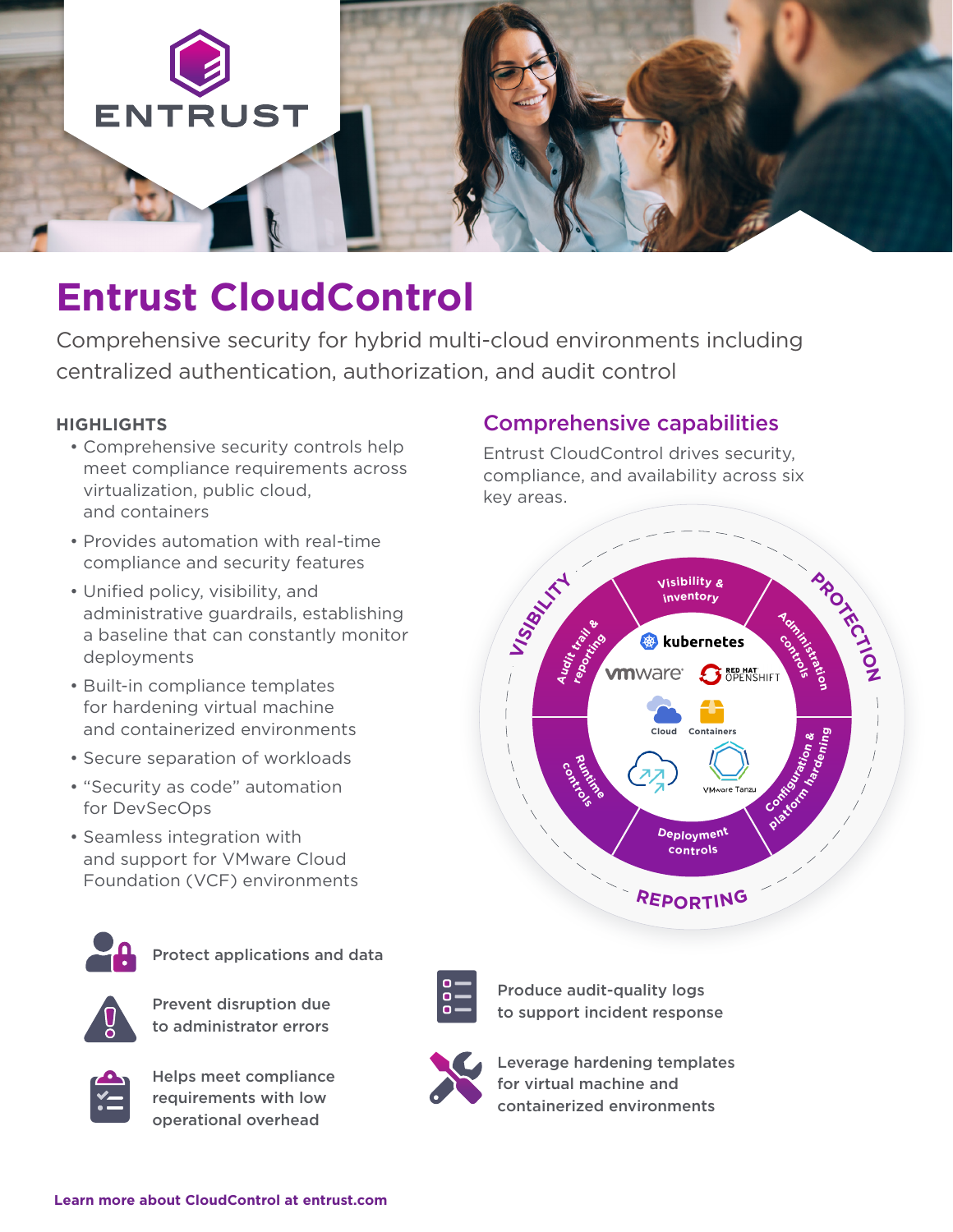# Entrust CloudControl

Comprehensive security for hybrid multi-cloud environments including centralized authentication, authorization, and audit control

### HIGHLIGHTS

- Comprehensive security controls help meet compliance requirements across virtualization, public cloud, and containers
- Provides automation with real-time compliance and security features
- Unified policy, visibility, and administrative guardrails, establishing a baseline that can constantly monitor deployments
- Built-in compliance templates for hardening virtual machine and containerized environments
- Secure separation of workloads
- "Security as code" automation for DevSecOps
- Seamless integration with and support for VMware Cloud Foundation (VCF) environments

## Comprehensive capabilities

Entrust CloudControl drives security, compliance, and availability across six key areas.

VISIBILITY
PROTECTION
REPORTING
Visibility & inventory
Administration controls
Configuration & platform hardening
Deployment controls
Runtime controls
Audit trail & reporting
kubernetes
vmware
RED HAT OPENSHIFT
Cloud
Containers
VMware Tanzu

Protect applications and data

Prevent disruption due to administrator errors

Helps meet compliance requirements with low operational overhead

Produce audit-quality logs to support incident response

Leverage hardening templates for virtual machine and containerized environments

**Learn more about CloudControl at entrust.com**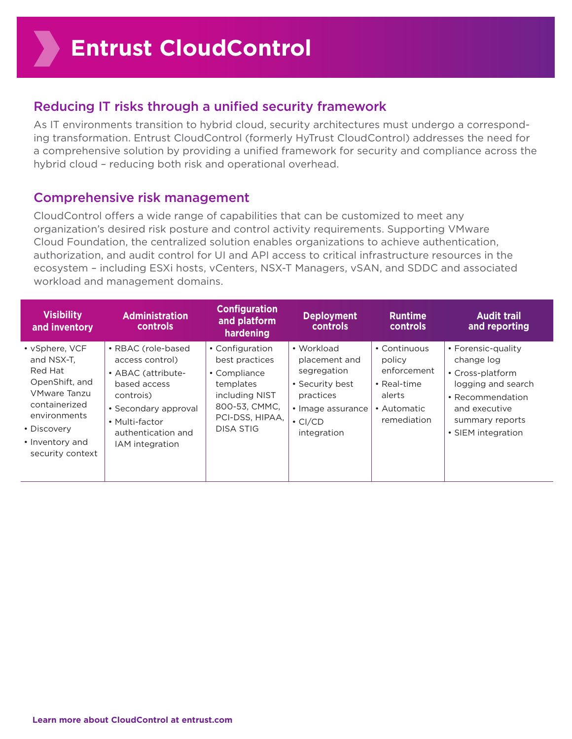# Entrust CloudControl

## Reducing IT risks through a unified security framework

As IT environments transition to hybrid cloud, security architectures must undergo a corresponding transformation. Entrust CloudControl (formerly HyTrust CloudControl) addresses the need for a comprehensive solution by providing a unified framework for security and compliance across the hybrid cloud – reducing both risk and operational overhead.

## Comprehensive risk management

CloudControl offers a wide range of capabilities that can be customized to meet any organization's desired risk posture and control activity requirements. Supporting VMware Cloud Foundation, the centralized solution enables organizations to achieve authentication, authorization, and audit control for UI and API access to critical infrastructure resources in the ecosystem – including ESXi hosts, vCenters, NSX-T Managers, vSAN, and SDDC and associated workload and management domains.

| Visibility and inventory | Administration controls | Configuration and platform hardening | Deployment controls | Runtime controls | Audit trail and reporting |
|---|---|---|---|---|---|
| • vSphere, VCF and NSX-T, Red Hat OpenShift, and VMware Tanzu containerized environments<br>• Discovery<br>• Inventory and security context | • RBAC (role-based access control)<br>• ABAC (attribute-based access controls)<br>• Secondary approval<br>• Multi-factor authentication and IAM integration | • Configuration best practices<br>• Compliance templates including NIST 800-53, CMMC, PCI-DSS, HIPAA, DISA STIG | • Workload placement and segregation<br>• Security best practices<br>• Image assurance<br>• CI/CD integration | • Continuous policy enforcement<br>• Real-time alerts<br>• Automatic remediation | • Forensic-quality change log<br>• Cross-platform logging and search<br>• Recommendation and executive summary reports<br>• SIEM integration |

**Learn more about CloudControl at entrust.com**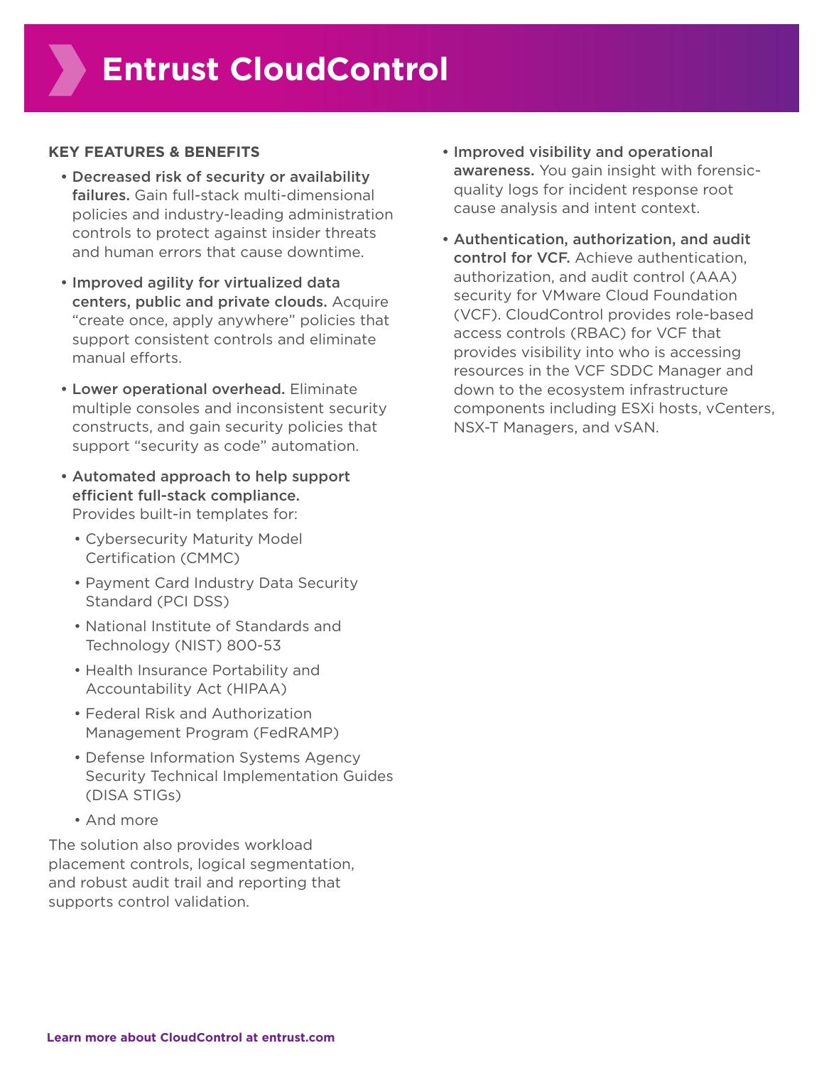# Entrust CloudControl

**KEY FEATURES & BENEFITS**

- **Decreased risk of security or availability failures.** Gain full-stack multi-dimensional policies and industry-leading administration controls to protect against insider threats and human errors that cause downtime.
- **Improved agility for virtualized data centers, public and private clouds.** Acquire "create once, apply anywhere" policies that support consistent controls and eliminate manual efforts.
- **Lower operational overhead.** Eliminate multiple consoles and inconsistent security constructs, and gain security policies that support "security as code" automation.
- **Automated approach to help support efficient full-stack compliance.** Provides built-in templates for:
  - Cybersecurity Maturity Model Certification (CMMC)
  - Payment Card Industry Data Security Standard (PCI DSS)
  - National Institute of Standards and Technology (NIST) 800-53
  - Health Insurance Portability and Accountability Act (HIPAA)
  - Federal Risk and Authorization Management Program (FedRAMP)
  - Defense Information Systems Agency Security Technical Implementation Guides (DISA STIGs)
  - And more

The solution also provides workload placement controls, logical segmentation, and robust audit trail and reporting that supports control validation.

- **Improved visibility and operational awareness.** You gain insight with forensic-quality logs for incident response root cause analysis and intent context.
- **Authentication, authorization, and audit control for VCF.** Achieve authentication, authorization, and audit control (AAA) security for VMware Cloud Foundation (VCF). CloudControl provides role-based access controls (RBAC) for VCF that provides visibility into who is accessing resources in the VCF SDDC Manager and down to the ecosystem infrastructure components including ESXi hosts, vCenters, NSX-T Managers, and vSAN.

**Learn more about CloudControl at entrust.com**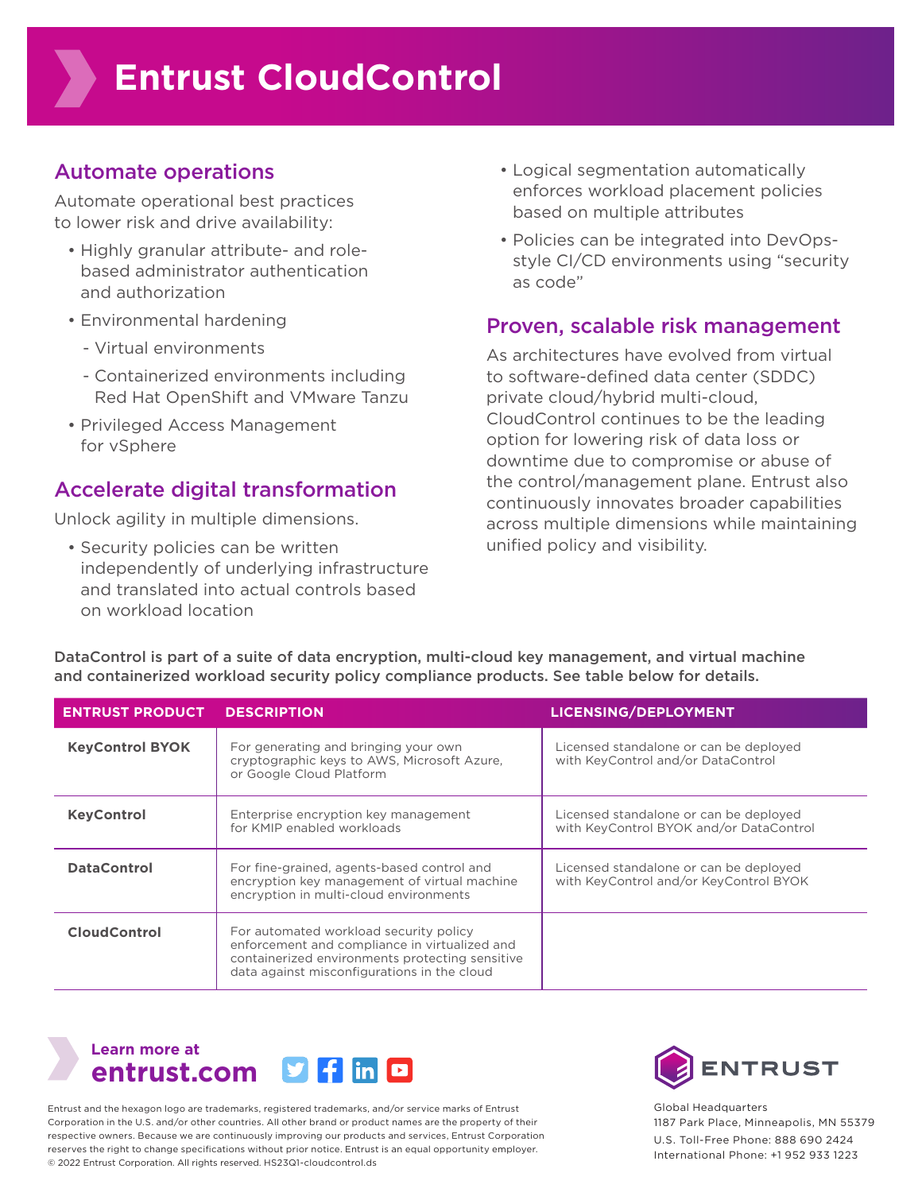# Entrust CloudControl

## Automate operations

Automate operational best practices to lower risk and drive availability:

- Highly granular attribute- and role-based administrator authentication and authorization
- Environmental hardening
  - Virtual environments
  - Containerized environments including Red Hat OpenShift and VMware Tanzu
- Privileged Access Management for vSphere

## Accelerate digital transformation

Unlock agility in multiple dimensions.

- Security policies can be written independently of underlying infrastructure and translated into actual controls based on workload location
- Logical segmentation automatically enforces workload placement policies based on multiple attributes
- Policies can be integrated into DevOps-style CI/CD environments using "security as code"

## Proven, scalable risk management

As architectures have evolved from virtual to software-defined data center (SDDC) private cloud/hybrid multi-cloud, CloudControl continues to be the leading option for lowering risk of data loss or downtime due to compromise or abuse of the control/management plane. Entrust also continuously innovates broader capabilities across multiple dimensions while maintaining unified policy and visibility.

**DataControl is part of a suite of data encryption, multi-cloud key management, and virtual machine and containerized workload security policy compliance products. See table below for details.**

| ENTRUST PRODUCT | DESCRIPTION | LICENSING/DEPLOYMENT |
|---|---|---|
| **KeyControl BYOK** | For generating and bringing your own cryptographic keys to AWS, Microsoft Azure, or Google Cloud Platform | Licensed standalone or can be deployed with KeyControl and/or DataControl |
| **KeyControl** | Enterprise encryption key management for KMIP enabled workloads | Licensed standalone or can be deployed with KeyControl BYOK and/or DataControl |
| **DataControl** | For fine-grained, agents-based control and encryption key management of virtual machine encryption in multi-cloud environments | Licensed standalone or can be deployed with KeyControl and/or KeyControl BYOK |
| **CloudControl** | For automated workload security policy enforcement and compliance in virtualized and containerized environments protecting sensitive data against misconfigurations in the cloud | |

Learn more at
**entrust.com**

Entrust and the hexagon logo are trademarks, registered trademarks, and/or service marks of Entrust Corporation in the U.S. and/or other countries. All other brand or product names are the property of their respective owners. Because we are continuously improving our products and services, Entrust Corporation reserves the right to change specifications without prior notice. Entrust is an equal opportunity employer. © 2022 Entrust Corporation. All rights reserved. HS23Q1-cloudcontrol.ds

ENTRUST

Global Headquarters
1187 Park Place, Minneapolis, MN 55379
U.S. Toll-Free Phone: 888 690 2424
International Phone: +1 952 933 1223